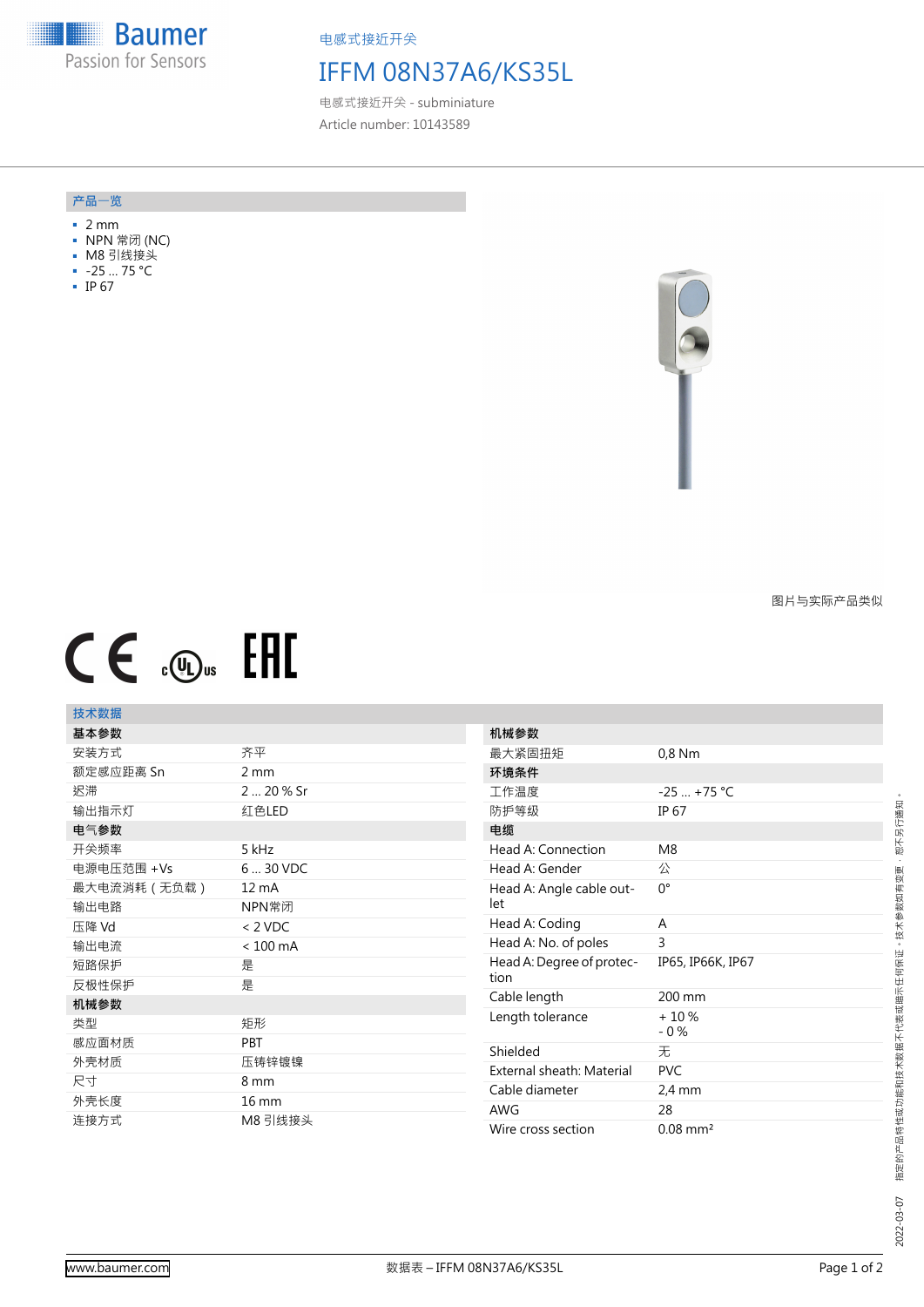电感式接近开关

# IFFM 08N37A6/KS35L

电感式接近开关 - subminiature

Article number: 10143589

## 产品一览

- 2 mm
- NPN 常闭 (NC)
- M8 引线接头
- -25 ... 75 °C
- IP 67

图片与实际产品类似

## 技术数据

| 基本参数 | |
|---|---|
| 安装方式 | 齐平 |
| 额定感应距离 Sn | 2 mm |
| 迟滞 | 2 ... 20 % Sr |
| 输出指示灯 | 红色LED |
| **电气参数** | |
| 开关频率 | 5 kHz |
| 电源电压范围 +Vs | 6 ... 30 VDC |
| 最大电流消耗（无负载） | 12 mA |
| 输出电路 | NPN常闭 |
| 压降 Vd | < 2 VDC |
| 输出电流 | < 100 mA |
| 短路保护 | 是 |
| 反极性保护 | 是 |
| **机械参数** | |
| 类型 | 矩形 |
| 感应面材质 | PBT |
| 外壳材质 | 压铸锌镀镍 |
| 尺寸 | 8 mm |
| 外壳长度 | 16 mm |
| 连接方式 | M8 引线接头 |

| 机械参数 | |
|---|---|
| 最大紧固扭矩 | 0,8 Nm |
| **环境条件** | |
| 工作温度 | -25 ... +75 °C |
| 防护等级 | IP 67 |
| **电缆** | |
| Head A: Connection | M8 |
| Head A: Gender | 公 |
| Head A: Angle cable outlet | 0° |
| Head A: Coding | A |
| Head A: No. of poles | 3 |
| Head A: Degree of protection | IP65, IP66K, IP67 |
| Cable length | 200 mm |
| Length tolerance | + 10 %<br>- 0 % |
| Shielded | 无 |
| External sheath: Material | PVC |
| Cable diameter | 2,4 mm |
| AWG | 28 |
| Wire cross section | 0.08 mm² |

2022-03-07 指定的产品特性或功能和技术数据不代表或暗示任何保证。技术参数如有变更，恕不另行通知。

www.baumer.com

数据表 – IFFM 08N37A6/KS35L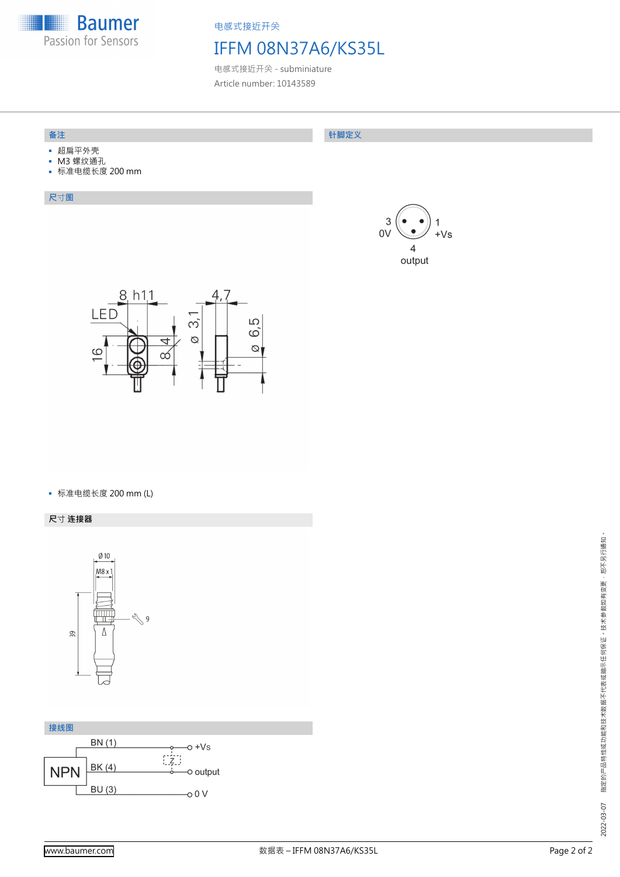电感式接近开关

# IFFM 08N37A6/KS35L

电感式接近开关 - subminiature

Article number: 10143589

## 备注

- 超扁平外壳
- M3 螺纹通孔
- 标准电缆长度 200 mm

## 尺寸图

LED

8 h11

4,7

16

8,4

ø 3,1

ø 6,5

- 标准电缆长度 200 mm (L)

## 尺寸 连接器

Ø 10

M8 x 1

39

9

## 接线图

NPN

BN (1) +Vs

BK (4) output

BU (3) 0 V

Z

## 针脚定义

3
0V

1
+Vs

4
output

2022-03-07 指定的产品特性或功能和技术数据不代表或暗示任何保证。技术参数如有变更，恕不另行通知。